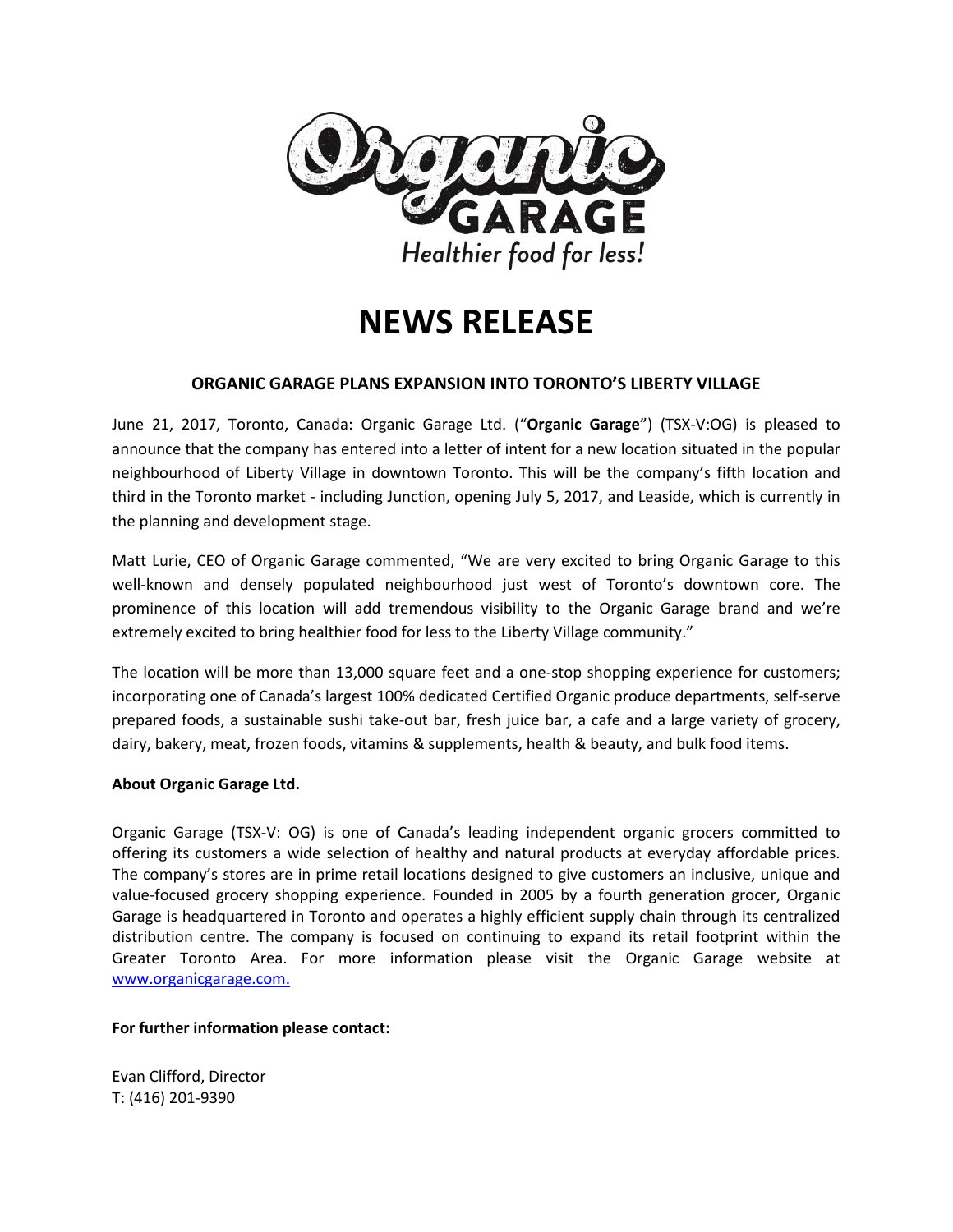Organic GARAGE

*Healthier food for less!*

# NEWS RELEASE

## ORGANIC GARAGE PLANS EXPANSION INTO TORONTO'S LIBERTY VILLAGE

June 21, 2017, Toronto, Canada: Organic Garage Ltd. ("**Organic Garage**") (TSX-V:OG) is pleased to announce that the company has entered into a letter of intent for a new location situated in the popular neighbourhood of Liberty Village in downtown Toronto. This will be the company's fifth location and third in the Toronto market - including Junction, opening July 5, 2017, and Leaside, which is currently in the planning and development stage.

Matt Lurie, CEO of Organic Garage commented, "We are very excited to bring Organic Garage to this well-known and densely populated neighbourhood just west of Toronto's downtown core. The prominence of this location will add tremendous visibility to the Organic Garage brand and we're extremely excited to bring healthier food for less to the Liberty Village community."

The location will be more than 13,000 square feet and a one-stop shopping experience for customers; incorporating one of Canada's largest 100% dedicated Certified Organic produce departments, self-serve prepared foods, a sustainable sushi take-out bar, fresh juice bar, a cafe and a large variety of grocery, dairy, bakery, meat, frozen foods, vitamins & supplements, health & beauty, and bulk food items.

**About Organic Garage Ltd.**

Organic Garage (TSX-V: OG) is one of Canada's leading independent organic grocers committed to offering its customers a wide selection of healthy and natural products at everyday affordable prices. The company's stores are in prime retail locations designed to give customers an inclusive, unique and value-focused grocery shopping experience. Founded in 2005 by a fourth generation grocer, Organic Garage is headquartered in Toronto and operates a highly efficient supply chain through its centralized distribution centre. The company is focused on continuing to expand its retail footprint within the Greater Toronto Area. For more information please visit the Organic Garage website at www.organicgarage.com.

**For further information please contact:**

Evan Clifford, Director
T: (416) 201-9390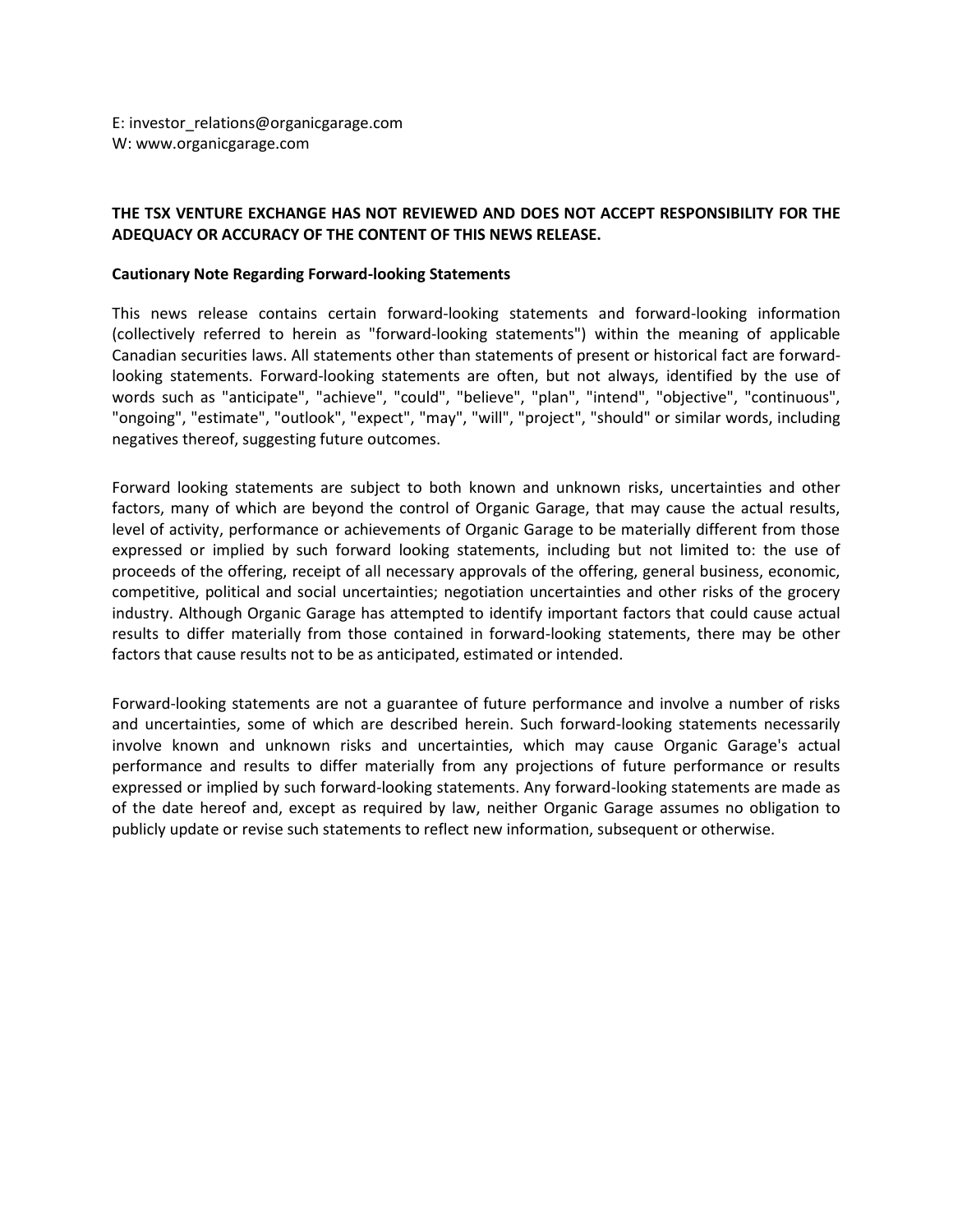E: investor_relations@organicgarage.com
W: www.organicgarage.com

**THE TSX VENTURE EXCHANGE HAS NOT REVIEWED AND DOES NOT ACCEPT RESPONSIBILITY FOR THE ADEQUACY OR ACCURACY OF THE CONTENT OF THIS NEWS RELEASE.**

**Cautionary Note Regarding Forward-looking Statements**

This news release contains certain forward-looking statements and forward-looking information (collectively referred to herein as "forward-looking statements") within the meaning of applicable Canadian securities laws. All statements other than statements of present or historical fact are forward-looking statements. Forward-looking statements are often, but not always, identified by the use of words such as "anticipate", "achieve", "could", "believe", "plan", "intend", "objective", "continuous", "ongoing", "estimate", "outlook", "expect", "may", "will", "project", "should" or similar words, including negatives thereof, suggesting future outcomes.

Forward looking statements are subject to both known and unknown risks, uncertainties and other factors, many of which are beyond the control of Organic Garage, that may cause the actual results, level of activity, performance or achievements of Organic Garage to be materially different from those expressed or implied by such forward looking statements, including but not limited to: the use of proceeds of the offering, receipt of all necessary approvals of the offering, general business, economic, competitive, political and social uncertainties; negotiation uncertainties and other risks of the grocery industry. Although Organic Garage has attempted to identify important factors that could cause actual results to differ materially from those contained in forward-looking statements, there may be other factors that cause results not to be as anticipated, estimated or intended.

Forward-looking statements are not a guarantee of future performance and involve a number of risks and uncertainties, some of which are described herein. Such forward-looking statements necessarily involve known and unknown risks and uncertainties, which may cause Organic Garage's actual performance and results to differ materially from any projections of future performance or results expressed or implied by such forward-looking statements. Any forward-looking statements are made as of the date hereof and, except as required by law, neither Organic Garage assumes no obligation to publicly update or revise such statements to reflect new information, subsequent or otherwise.